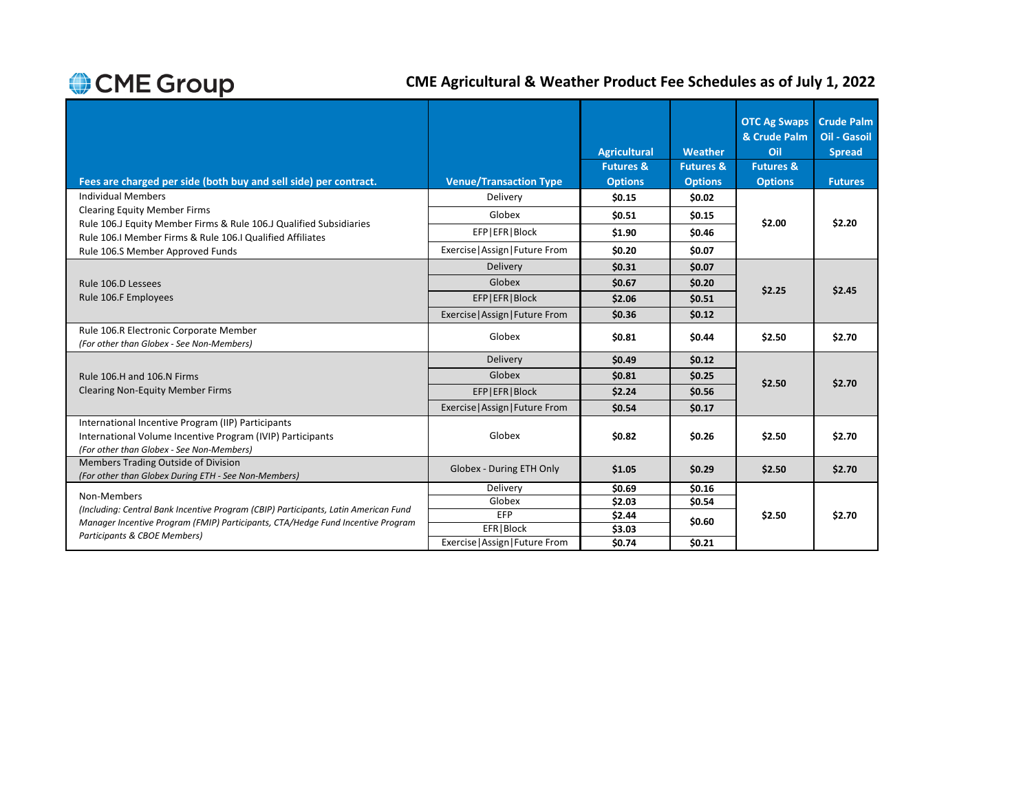# CME Group

## CME Agricultural & Weather Product Fee Schedules as of July 1, 2022

| Fees are charged per side (both buy and sell side) per contract. | Venue/Transaction Type | Agricultural Futures & Options | Weather Futures & Options | OTC Ag Swaps & Crude Palm Oil Futures & Options | Crude Palm Oil - Gasoil Spread Futures |
|---|---|---|---|---|---|
| Individual Members<br>Clearing Equity Member Firms<br>Rule 106.J Equity Member Firms & Rule 106.J Qualified Subsidiaries<br>Rule 106.I Member Firms & Rule 106.I Qualified Affiliates<br>Rule 106.S Member Approved Funds | Delivery | **$0.15** | **$0.02** | **$2.00** | **$2.20** |
| | Globex | **$0.51** | **$0.15** | | |
| | EFP\|EFR\|Block | **$1.90** | **$0.46** | | |
| | Exercise\|Assign\|Future From | **$0.20** | **$0.07** | | |
| Rule 106.D Lessees<br>Rule 106.F Employees | Delivery | **$0.31** | **$0.07** | **$2.25** | **$2.45** |
| | Globex | **$0.67** | **$0.20** | | |
| | EFP\|EFR\|Block | **$2.06** | **$0.51** | | |
| | Exercise\|Assign\|Future From | **$0.36** | **$0.12** | | |
| Rule 106.R Electronic Corporate Member<br>*(For other than Globex - See Non-Members)* | Globex | **$0.81** | **$0.44** | **$2.50** | **$2.70** |
| Rule 106.H and 106.N Firms<br>Clearing Non-Equity Member Firms | Delivery | **$0.49** | **$0.12** | **$2.50** | **$2.70** |
| | Globex | **$0.81** | **$0.25** | | |
| | EFP\|EFR\|Block | **$2.24** | **$0.56** | | |
| | Exercise\|Assign\|Future From | **$0.54** | **$0.17** | | |
| International Incentive Program (IIP) Participants<br>International Volume Incentive Program (IVIP) Participants<br>*(For other than Globex - See Non-Members)* | Globex | **$0.82** | **$0.26** | **$2.50** | **$2.70** |
| Members Trading Outside of Division<br>*(For other than Globex During ETH - See Non-Members)* | Globex - During ETH Only | **$1.05** | **$0.29** | **$2.50** | **$2.70** |
| Non-Members<br>*(Including: Central Bank Incentive Program (CBIP) Participants, Latin American Fund Manager Incentive Program (FMIP) Participants, CTA/Hedge Fund Incentive Program Participants & CBOE Members)* | Delivery | **$0.69** | **$0.16** | **$2.50** | **$2.70** |
| | Globex | **$2.03** | **$0.54** | | |
| | EFP | **$2.44** | **$0.60** | | |
| | EFR\|Block | **$3.03** | | | |
| | Exercise\|Assign\|Future From | **$0.74** | **$0.21** | | |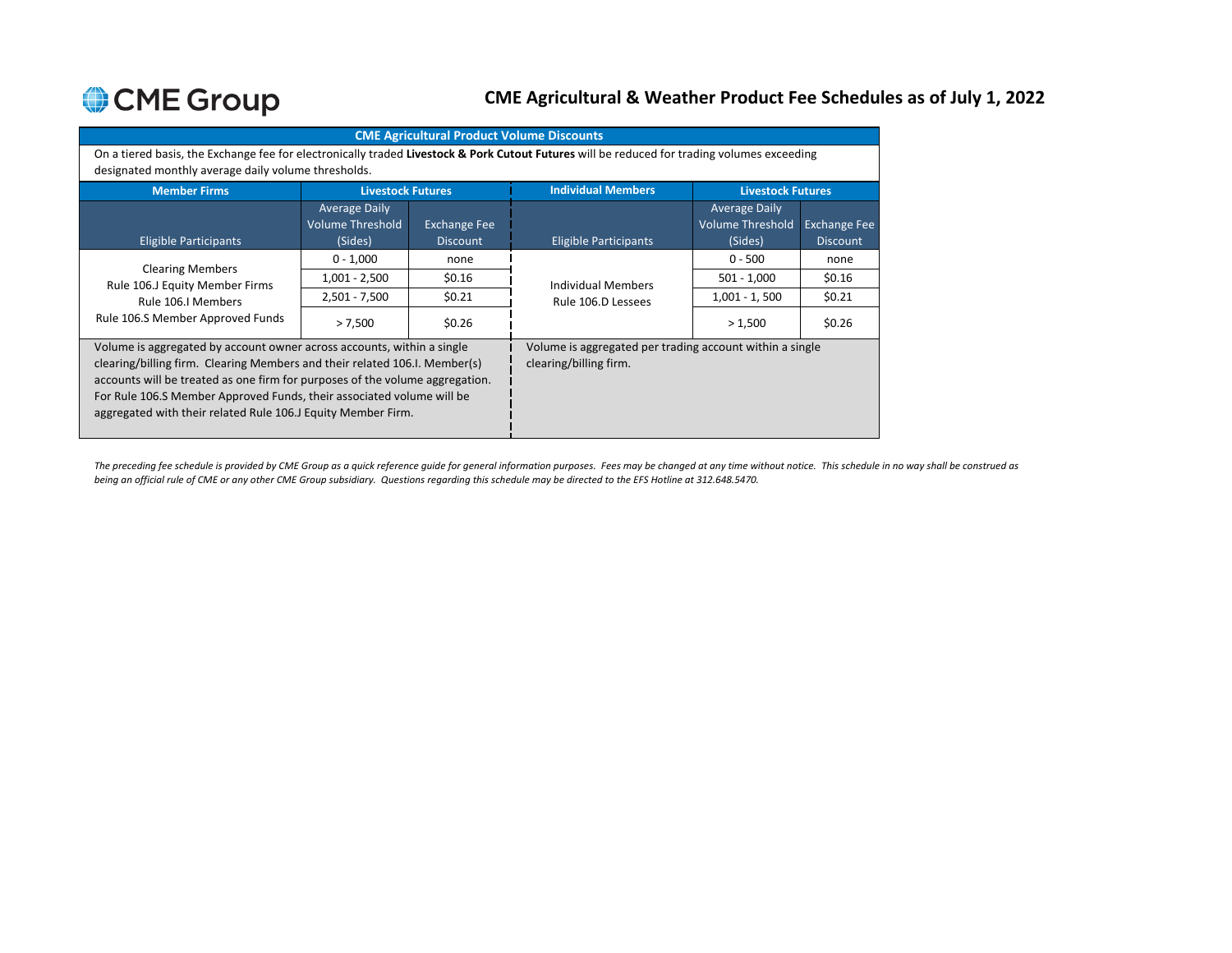# CME Agricultural & Weather Product Fee Schedules as of July 1, 2022

## CME Agricultural Product Volume Discounts

On a tiered basis, the Exchange fee for electronically traded **Livestock & Pork Cutout Futures** will be reduced for trading volumes exceeding designated monthly average daily volume thresholds.

| Member Firms | Livestock Futures | | Individual Members | Livestock Futures | |
|---|---|---|---|---|---|
| Eligible Participants | Average Daily Volume Threshold (Sides) | Exchange Fee Discount | Eligible Participants | Average Daily Volume Threshold (Sides) | Exchange Fee Discount |
| Clearing Members<br>Rule 106.J Equity Member Firms<br>Rule 106.I Members<br>Rule 106.S Member Approved Funds | 0 - 1,000 | none | Individual Members<br>Rule 106.D Lessees | 0 - 500 | none |
| | 1,001 - 2,500 | $0.16 | | 501 - 1,000 | $0.16 |
| | 2,501 - 7,500 | $0.21 | | 1,001 - 1, 500 | $0.21 |
| | > 7,500 | $0.26 | | > 1,500 | $0.26 |
| Volume is aggregated by account owner across accounts, within a single clearing/billing firm. Clearing Members and their related 106.I. Member(s) accounts will be treated as one firm for purposes of the volume aggregation. For Rule 106.S Member Approved Funds, their associated volume will be aggregated with their related Rule 106.J Equity Member Firm. | | | Volume is aggregated per trading account within a single clearing/billing firm. | | |

*The preceding fee schedule is provided by CME Group as a quick reference guide for general information purposes. Fees may be changed at any time without notice. This schedule in no way shall be construed as being an official rule of CME or any other CME Group subsidiary. Questions regarding this schedule may be directed to the EFS Hotline at 312.648.5470.*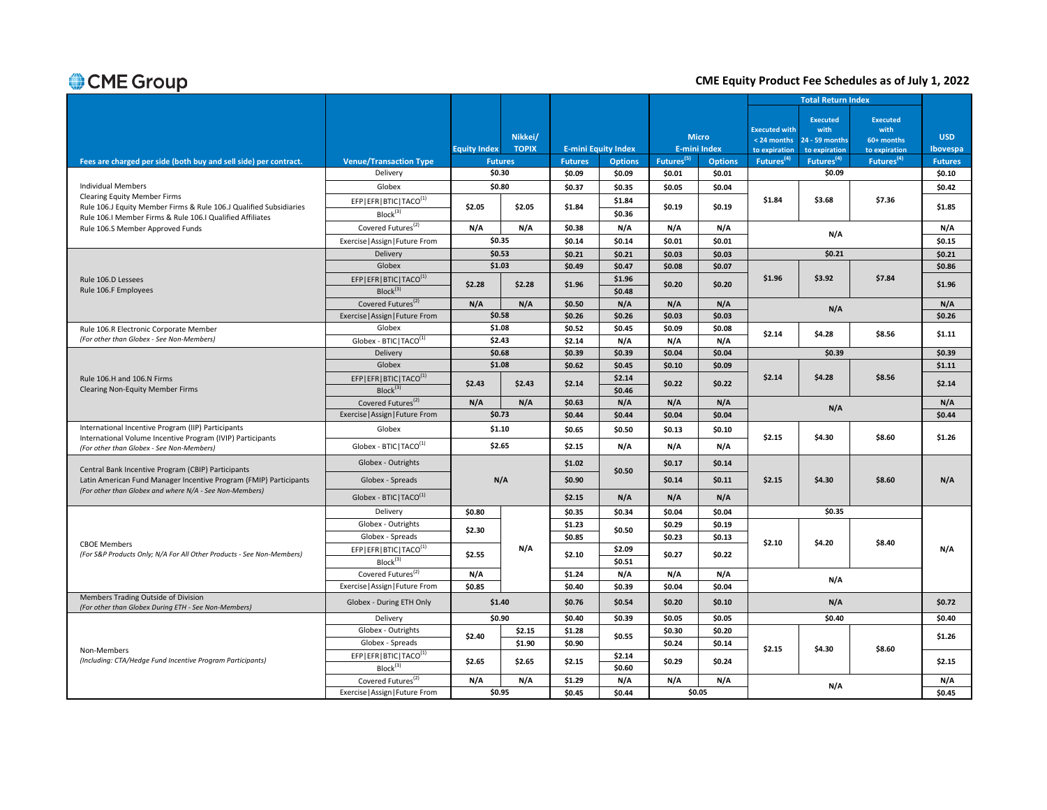# CME Group

## CME Equity Product Fee Schedules as of July 1, 2022

| Fees are charged per side (both buy and sell side) per contract. | Venue/Transaction Type | Equity Index Futures | Nikkei/ TOPIX Futures | E-mini Equity Index Futures | E-mini Equity Index Options | Micro E-mini Index Futures[5] | Micro E-mini Index Options | Total Return Index: Executed with < 24 months to expiration Futures[4] | Total Return Index: Executed with 24 - 59 months to expiration Futures[4] | Total Return Index: Executed with 60+ months to expiration Futures[4] | USD Ibovespa Futures |
|---|---|---|---|---|---|---|---|---|---|---|---|
| Individual Members<br>Clearing Equity Member Firms<br>Rule 106.J Equity Member Firms & Rule 106.J Qualified Subsidiaries<br>Rule 106.I Member Firms & Rule 106.I Qualified Affiliates<br>Rule 106.S Member Approved Funds | Delivery | $0.30 | | $0.09 | $0.09 | $0.01 | $0.01 | $0.09 | | | $0.10 |
| | Globex | $0.80 | | $0.37 | $0.35 | $0.05 | $0.04 | $1.84 | $3.68 | $7.36 | $0.42 |
| | EFP\|EFR\|BTIC\|TACO[1] | $2.05 | $2.05 | $1.84 | $1.84 | $0.19 | $0.19 | | | | $1.85 |
| | Block[3] | | | | $0.36 | | | | | | |
| | Covered Futures[2] | N/A | N/A | $0.38 | N/A | N/A | N/A | N/A | | | N/A |
| | Exercise\|Assign\|Future From | $0.35 | | $0.14 | $0.14 | $0.01 | $0.01 | | | | $0.15 |
| Rule 106.D Lessees<br>Rule 106.F Employees | Delivery | $0.53 | | $0.21 | $0.21 | $0.03 | $0.03 | $0.21 | | | $0.21 |
| | Globex | $1.03 | | $0.49 | $0.47 | $0.08 | $0.07 | $1.96 | $3.92 | $7.84 | $0.86 |
| | EFP\|EFR\|BTIC\|TACO[1] | $2.28 | $2.28 | $1.96 | $1.96 | $0.20 | $0.20 | | | | $1.96 |
| | Block[3] | | | | $0.48 | | | | | | |
| | Covered Futures[2] | N/A | N/A | $0.50 | N/A | N/A | N/A | N/A | | | N/A |
| | Exercise\|Assign\|Future From | $0.58 | | $0.26 | $0.26 | $0.03 | $0.03 | | | | $0.26 |
| Rule 106.R Electronic Corporate Member<br>*(For other than Globex - See Non-Members)* | Globex | $1.08 | | $0.52 | $0.45 | $0.09 | $0.08 | $2.14 | $4.28 | $8.56 | $1.11 |
| | Globex - BTIC\|TACO[1] | $2.43 | | $2.14 | N/A | N/A | N/A | | | | |
| Rule 106.H and 106.N Firms<br>Clearing Non-Equity Member Firms | Delivery | $0.68 | | $0.39 | $0.39 | $0.04 | $0.04 | $0.39 | | | $0.39 |
| | Globex | $1.08 | | $0.62 | $0.45 | $0.10 | $0.09 | $2.14 | $4.28 | $8.56 | $1.11 |
| | EFP\|EFR\|BTIC\|TACO[1] | $2.43 | $2.43 | $2.14 | $2.14 | $0.22 | $0.22 | | | | $2.14 |
| | Block[3] | | | | $0.46 | | | | | | |
| | Covered Futures[2] | N/A | N/A | $0.63 | N/A | N/A | N/A | N/A | | | N/A |
| | Exercise\|Assign\|Future From | $0.73 | | $0.44 | $0.44 | $0.04 | $0.04 | | | | $0.44 |
| International Incentive Program (IIP) Participants<br>International Volume Incentive Program (IVIP) Participants<br>*(For other than Globex - See Non-Members)* | Globex | $1.10 | | $0.65 | $0.50 | $0.13 | $0.10 | $2.15 | $4.30 | $8.60 | $1.26 |
| | Globex - BTIC\|TACO[1] | $2.65 | | $2.15 | N/A | N/A | N/A | | | | |
| Central Bank Incentive Program (CBIP) Participants<br>Latin American Fund Manager Incentive Program (FMIP) Participants<br>*(For other than Globex and where N/A - See Non-Members)* | Globex - Outrights | N/A | | $1.02 | $0.50 | $0.17 | $0.14 | $2.15 | $4.30 | $8.60 | N/A |
| | Globex - Spreads | | | $0.90 | | $0.14 | $0.11 | | | | |
| | Globex - BTIC\|TACO[1] | | | $2.15 | N/A | N/A | N/A | | | | |
| CBOE Members<br>*(For S&P Products Only; N/A For All Other Products - See Non-Members)* | Delivery | $0.80 | N/A | $0.35 | $0.34 | $0.04 | $0.04 | $0.35 | | | N/A |
| | Globex - Outrights | $2.30 | | $1.23 | $0.50 | $0.29 | $0.19 | $2.10 | $4.20 | $8.40 | |
| | Globex - Spreads | | | $0.85 | | $0.23 | $0.13 | | | | |
| | EFP\|EFR\|BTIC\|TACO[1] | $2.55 | | $2.10 | $2.09 | $0.27 | $0.22 | | | | |
| | Block[3] | | | | $0.51 | | | | | | |
| | Covered Futures[2] | N/A | | $1.24 | N/A | N/A | N/A | N/A | | | |
| | Exercise\|Assign\|Future From | $0.85 | | $0.40 | $0.39 | $0.04 | $0.04 | | | | |
| Members Trading Outside of Division<br>*(For other than Globex During ETH - See Non-Members)* | Globex - During ETH Only | $1.40 | | $0.76 | $0.54 | $0.20 | $0.10 | N/A | | | $0.72 |
| Non-Members<br>*(Including: CTA/Hedge Fund Incentive Program Participants)* | Delivery | $0.90 | | $0.40 | $0.39 | $0.05 | $0.05 | $0.40 | | | $0.40 |
| | Globex - Outrights | $2.40 | $2.15 | $1.28 | $0.55 | $0.30 | $0.20 | $2.15 | $4.30 | $8.60 | $1.26 |
| | Globex - Spreads | | $1.90 | $0.90 | | $0.24 | $0.14 | | | | |
| | EFP\|EFR\|BTIC\|TACO[1] | $2.65 | $2.65 | $2.15 | $2.14 | $0.29 | $0.24 | | | | $2.15 |
| | Block[3] | | | | $0.60 | | | | | | |
| | Covered Futures[2] | N/A | N/A | $1.29 | N/A | N/A | N/A | N/A | | | N/A |
| | Exercise\|Assign\|Future From | $0.95 | | $0.45 | $0.44 | $0.05 | | | | | $0.45 |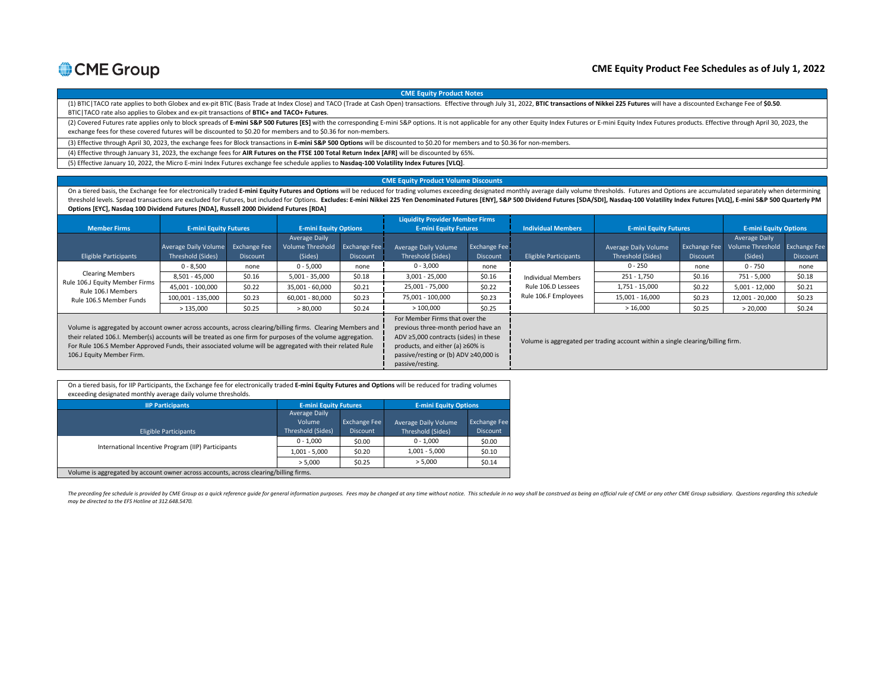CME Group

# CME Equity Product Fee Schedules as of July 1, 2022

## CME Equity Product Notes

(1) BTIC|TACO rate applies to both Globex and ex-pit BTIC (Basis Trade at Index Close) and TACO (Trade at Cash Open) transactions. Effective through July 31, 2022, **BTIC transactions of Nikkei 225 Futures** will have a discounted Exchange Fee of **$0.50**. BTIC|TACO rate also applies to Globex and ex-pit transactions of **BTIC+ and TACO+ Futures**.

(2) Covered Futures rate applies only to block spreads of **E-mini S&P 500 Futures [ES]** with the corresponding E-mini S&P options. It is not applicable for any other Equity Index Futures or E-mini Equity Index Futures products. Effective through April 30, 2023, the exchange fees for these covered futures will be discounted to $0.20 for members and to $0.36 for non-members.

(3) Effective through April 30, 2023, the exchange fees for Block transactions in **E-mini S&P 500 Options** will be discounted to $0.20 for members and to $0.36 for non-members.

(4) Effective through January 31, 2023, the exchange fees for **AIR Futures on the FTSE 100 Total Return Index [AFR]** will be discounted by 65%.

(5) Effective January 10, 2022, the Micro E-mini Index Futures exchange fee schedule applies to **Nasdaq-100 Volatility Index Futures [VLQ]**.

## CME Equity Product Volume Discounts

On a tiered basis, the Exchange fee for electronically traded **E-mini Equity Futures and Options** will be reduced for trading volumes exceeding designated monthly average daily volume thresholds. Futures and Options are accumulated separately when determining threshold levels. Spread transactions are excluded for Futures, but included for Options. **Excludes: E-mini Nikkei 225 Yen Denominated Futures [ENY], S&P 500 Dividend Futures [SDA/SDI], Nasdaq-100 Volatility Index Futures [VLQ], E-mini S&P 500 Quarterly PM Options [EYC], Nasdaq 100 Dividend Futures [NDA], Russell 2000 Dividend Futures [RDA]**

| Member Firms | E-mini Equity Futures | | E-mini Equity Options | | Liquidity Provider Member Firms E-mini Equity Futures | |
|---|---|---|---|---|---|---|
| Eligible Participants | Average Daily Volume Threshold (Sides) | Exchange Fee Discount | Average Daily Volume Threshold (Sides) | Exchange Fee Discount | Average Daily Volume Threshold (Sides) | Exchange Fee Discount |
| Clearing Members<br>Rule 106.J Equity Member Firms<br>Rule 106.I Members<br>Rule 106.S Member Funds | 0 - 8,500 | none | 0 - 5,000 | none | 0 - 3,000 | none |
| | 8,501 - 45,000 | $0.16 | 5,001 - 35,000 | $0.18 | 3,001 - 25,000 | $0.16 |
| | 45,001 - 100,000 | $0.22 | 35,001 - 60,000 | $0.21 | 25,001 - 75,000 | $0.22 |
| | 100,001 - 135,000 | $0.23 | 60,001 - 80,000 | $0.23 | 75,001 - 100,000 | $0.23 |
| | > 135,000 | $0.25 | > 80,000 | $0.24 | > 100,000 | $0.25 |

Volume is aggregated by account owner across accounts, across clearing/billing firms. Clearing Members and their related 106.I. Member(s) accounts will be treated as one firm for purposes of the volume aggregation. For Rule 106.S Member Approved Funds, their associated volume will be aggregated with their related Rule 106.J Equity Member Firm.

For Member Firms that over the previous three-month period have an ADV ≥5,000 contracts (sides) in these products, and either (a) ≥60% is passive/resting or (b) ADV ≥40,000 is passive/resting.

| Individual Members | E-mini Equity Futures | | E-mini Equity Options | |
|---|---|---|---|---|
| Eligible Participants | Average Daily Volume Threshold (Sides) | Exchange Fee Discount | Average Daily Volume Threshold (Sides) | Exchange Fee Discount |
| Individual Members<br>Rule 106.D Lessees<br>Rule 106.F Employees | 0 - 250 | none | 0 - 750 | none |
| | 251 - 1,750 | $0.16 | 751 - 5,000 | $0.18 |
| | 1,751 - 15,000 | $0.22 | 5,001 - 12,000 | $0.21 |
| | 15,001 - 16,000 | $0.23 | 12,001 - 20,000 | $0.23 |
| | > 16,000 | $0.25 | > 20,000 | $0.24 |

Volume is aggregated per trading account within a single clearing/billing firm.

On a tiered basis, for IIP Participants, the Exchange fee for electronically traded **E-mini Equity Futures and Options** will be reduced for trading volumes exceeding designated monthly average daily volume thresholds.

| IIP Participants | E-mini Equity Futures | | E-mini Equity Options | |
|---|---|---|---|---|
| Eligible Participants | Average Daily Volume Threshold (Sides) | Exchange Fee Discount | Average Daily Volume Threshold (Sides) | Exchange Fee Discount |
| International Incentive Program (IIP) Participants | 0 - 1,000 | $0.00 | 0 - 1,000 | $0.00 |
| | 1,001 - 5,000 | $0.20 | 1,001 - 5,000 | $0.10 |
| | > 5,000 | $0.25 | > 5,000 | $0.14 |

Volume is aggregated by account owner across accounts, across clearing/billing firms.

*The preceding fee schedule is provided by CME Group as a quick reference guide for general information purposes. Fees may be changed at any time without notice. This schedule in no way shall be construed as being an official rule of CME or any other CME Group subsidiary. Questions regarding this schedule may be directed to the EFS Hotline at 312.648.5470.*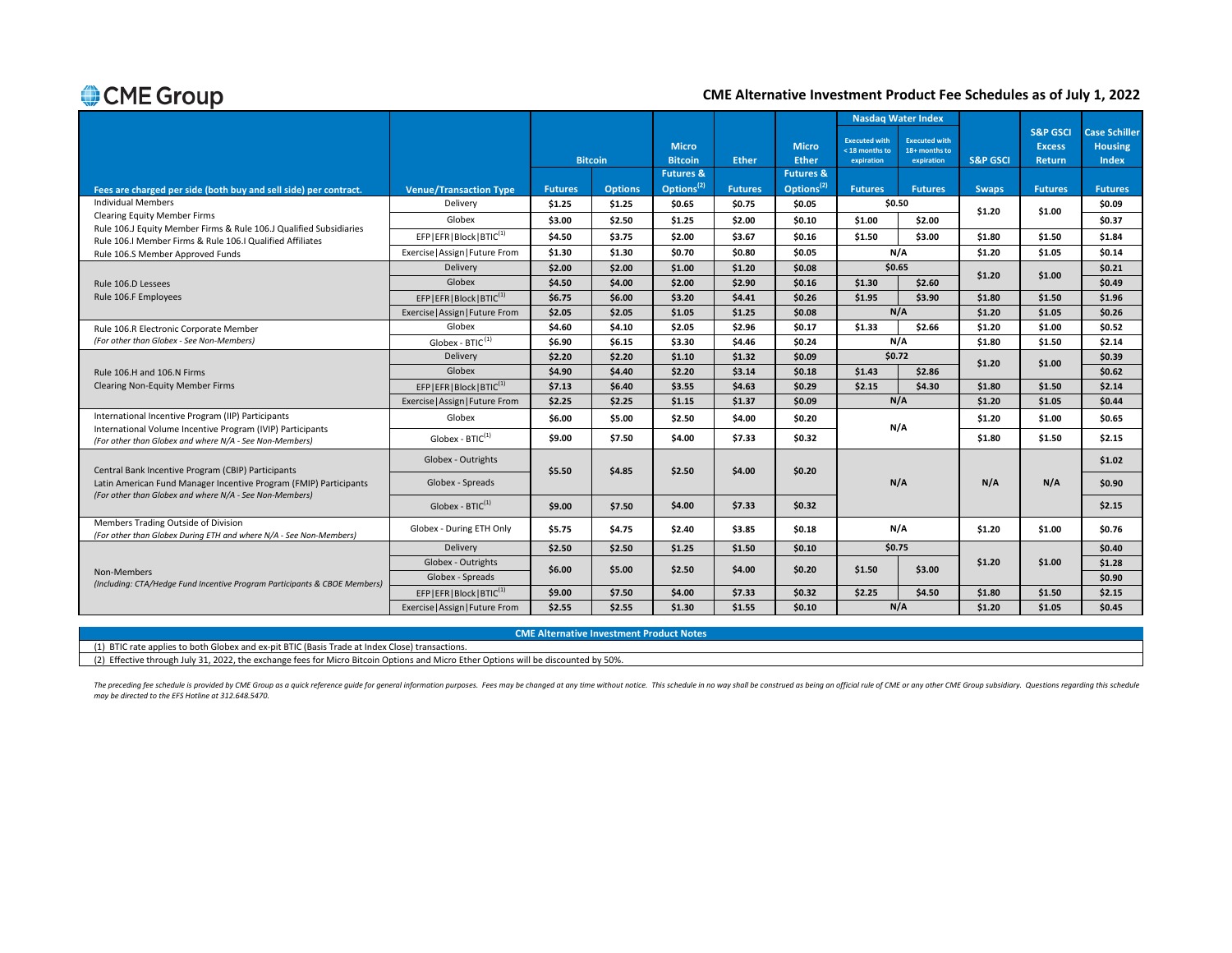# CME Group

## CME Alternative Investment Product Fee Schedules as of July 1, 2022

| Fees are charged per side (both buy and sell side) per contract. | Venue/Transaction Type | Bitcoin Futures | Bitcoin Options | Micro Bitcoin Futures & Options[2] | Ether Futures | Micro Ether Futures & Options[2] | Nasdaq Water Index Futures (Executed with < 18 months to expiration) | Nasdaq Water Index Futures (Executed with 18+ months to expiration) | S&P GSCI Swaps | S&P GSCI Excess Return Futures | Case Schiller Housing Index Futures |
|---|---|---|---|---|---|---|---|---|---|---|---|
| Individual Members<br>Clearing Equity Member Firms<br>Rule 106.J Equity Member Firms & Rule 106.J Qualified Subsidiaries<br>Rule 106.I Member Firms & Rule 106.I Qualified Affiliates<br>Rule 106.S Member Approved Funds | Delivery | $1.25 | $1.25 | $0.65 | $0.75 | $0.05 | $0.50 | | $1.20 | $1.00 | $0.09 |
| | Globex | $3.00 | $2.50 | $1.25 | $2.00 | $0.10 | $1.00 | $2.00 | | | $0.37 |
| | EFP\|EFR\|Block\|BTIC[1] | $4.50 | $3.75 | $2.00 | $3.67 | $0.16 | $1.50 | $3.00 | $1.80 | $1.50 | $1.84 |
| | Exercise\|Assign\|Future From | $1.30 | $1.30 | $0.70 | $0.80 | $0.05 | N/A | | $1.20 | $1.05 | $0.14 |
| Rule 106.D Lessees<br>Rule 106.F Employees | Delivery | $2.00 | $2.00 | $1.00 | $1.20 | $0.08 | $0.65 | | $1.20 | $1.00 | $0.21 |
| | Globex | $4.50 | $4.00 | $2.00 | $2.90 | $0.16 | $1.30 | $2.60 | | | $0.49 |
| | EFP\|EFR\|Block\|BTIC[1] | $6.75 | $6.00 | $3.20 | $4.41 | $0.26 | $1.95 | $3.90 | $1.80 | $1.50 | $1.96 |
| | Exercise\|Assign\|Future From | $2.05 | $2.05 | $1.05 | $1.25 | $0.08 | N/A | | $1.20 | $1.05 | $0.26 |
| Rule 106.R Electronic Corporate Member<br>*(For other than Globex - See Non-Members)* | Globex | $4.60 | $4.10 | $2.05 | $2.96 | $0.17 | $1.33 | $2.66 | $1.20 | $1.00 | $0.52 |
| | Globex - BTIC[1] | $6.90 | $6.15 | $3.30 | $4.46 | $0.24 | N/A | | $1.80 | $1.50 | $2.14 |
| Rule 106.H and 106.N Firms<br>Clearing Non-Equity Member Firms | Delivery | $2.20 | $2.20 | $1.10 | $1.32 | $0.09 | $0.72 | | $1.20 | $1.00 | $0.39 |
| | Globex | $4.90 | $4.40 | $2.20 | $3.14 | $0.18 | $1.43 | $2.86 | | | $0.62 |
| | EFP\|EFR\|Block\|BTIC[1] | $7.13 | $6.40 | $3.55 | $4.63 | $0.29 | $2.15 | $4.30 | $1.80 | $1.50 | $2.14 |
| | Exercise\|Assign\|Future From | $2.25 | $2.25 | $1.15 | $1.37 | $0.09 | N/A | | $1.20 | $1.05 | $0.44 |
| International Incentive Program (IIP) Participants<br>International Volume Incentive Program (IVIP) Participants<br>*(For other than Globex and where N/A - See Non-Members)* | Globex | $6.00 | $5.00 | $2.50 | $4.00 | $0.20 | N/A | | $1.20 | $1.00 | $0.65 |
| | Globex - BTIC[1] | $9.00 | $7.50 | $4.00 | $7.33 | $0.32 | | | $1.80 | $1.50 | $2.15 |
| Central Bank Incentive Program (CBIP) Participants<br>Latin American Fund Manager Incentive Program (FMIP) Participants<br>*(For other than Globex and where N/A - See Non-Members)* | Globex - Outrights | $5.50 | $4.85 | $2.50 | $4.00 | $0.20 | N/A | | N/A | N/A | $1.02 |
| | Globex - Spreads | | | | | | | | | | $0.90 |
| | Globex - BTIC[1] | $9.00 | $7.50 | $4.00 | $7.33 | $0.32 | | | | | $2.15 |
| Members Trading Outside of Division<br>*(For other than Globex During ETH and where N/A - See Non-Members)* | Globex - During ETH Only | $5.75 | $4.75 | $2.40 | $3.85 | $0.18 | N/A | | $1.20 | $1.00 | $0.76 |
| Non-Members<br>*(Including: CTA/Hedge Fund Incentive Program Participants & CBOE Members)* | Delivery | $2.50 | $2.50 | $1.25 | $1.50 | $0.10 | $0.75 | | $1.20 | $1.00 | $0.40 |
| | Globex - Outrights | $6.00 | $5.00 | $2.50 | $4.00 | $0.20 | $1.50 | $3.00 | | | $1.28 |
| | Globex - Spreads | | | | | | | | | | $0.90 |
| | EFP\|EFR\|Block\|BTIC[1] | $9.00 | $7.50 | $4.00 | $7.33 | $0.32 | $2.25 | $4.50 | $1.80 | $1.50 | $2.15 |
| | Exercise\|Assign\|Future From | $2.55 | $2.55 | $1.30 | $1.55 | $0.10 | N/A | | $1.20 | $1.05 | $0.45 |

**CME Alternative Investment Product Notes**

(1) BTIC rate applies to both Globex and ex-pit BTIC (Basis Trade at Index Close) transactions.

(2) Effective through July 31, 2022, the exchange fees for Micro Bitcoin Options and Micro Ether Options will be discounted by 50%.

*The preceding fee schedule is provided by CME Group as a quick reference guide for general information purposes. Fees may be changed at any time without notice. This schedule in no way shall be construed as being an official rule of CME or any other CME Group subsidiary. Questions regarding this schedule may be directed to the EFS Hotline at 312.648.5470.*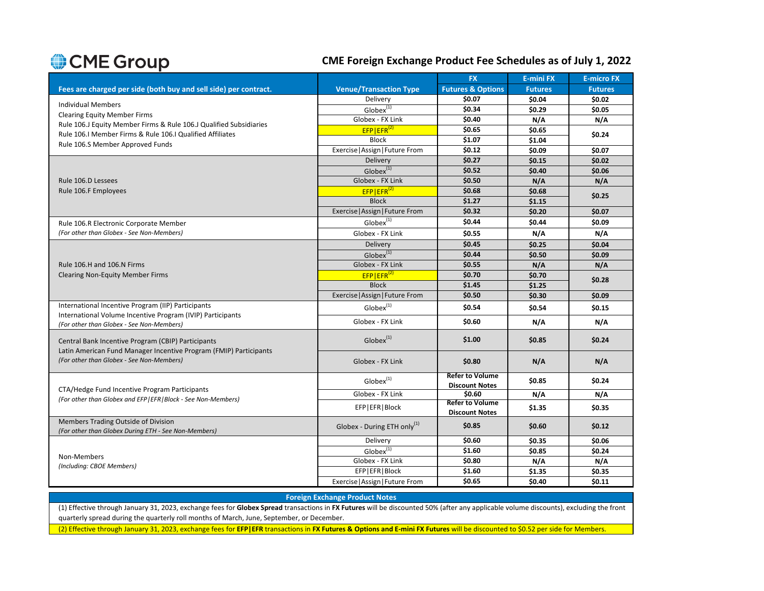# CME Group

## CME Foreign Exchange Product Fee Schedules as of July 1, 2022

| Fees are charged per side (both buy and sell side) per contract. | Venue/Transaction Type | FX Futures & Options | E-mini FX Futures | E-micro FX Futures |
|---|---|---|---|---|
| Individual Members<br>Clearing Equity Member Firms<br>Rule 106.J Equity Member Firms & Rule 106.J Qualified Subsidiaries<br>Rule 106.I Member Firms & Rule 106.I Qualified Affiliates<br>Rule 106.S Member Approved Funds | Delivery | $0.07 | $0.04 | $0.02 |
| | Globex[1] | $0.34 | $0.29 | $0.05 |
| | Globex - FX Link | $0.40 | N/A | N/A |
| | EFP\|EFR[2] | $0.65 | $0.65 | $0.24 |
| | Block | $1.07 | $1.04 | |
| | Exercise\|Assign\|Future From | $0.12 | $0.09 | $0.07 |
| Rule 106.D Lessees<br>Rule 106.F Employees | Delivery | $0.27 | $0.15 | $0.02 |
| | Globex[1] | $0.52 | $0.40 | $0.06 |
| | Globex - FX Link | $0.50 | N/A | N/A |
| | EFP\|EFR[2] | $0.68 | $0.68 | $0.25 |
| | Block | $1.27 | $1.15 | |
| | Exercise\|Assign\|Future From | $0.32 | $0.20 | $0.07 |
| Rule 106.R Electronic Corporate Member<br>*(For other than Globex - See Non-Members)* | Globex[1] | $0.44 | $0.44 | $0.09 |
| | Globex - FX Link | $0.55 | N/A | N/A |
| Rule 106.H and 106.N Firms<br>Clearing Non-Equity Member Firms | Delivery | $0.45 | $0.25 | $0.04 |
| | Globex[1] | $0.44 | $0.50 | $0.09 |
| | Globex - FX Link | $0.55 | N/A | N/A |
| | EFP\|EFR[2] | $0.70 | $0.70 | $0.28 |
| | Block | $1.45 | $1.25 | |
| | Exercise\|Assign\|Future From | $0.50 | $0.30 | $0.09 |
| International Incentive Program (IIP) Participants<br>International Volume Incentive Program (IVIP) Participants<br>*(For other than Globex - See Non-Members)* | Globex[1] | $0.54 | $0.54 | $0.15 |
| | Globex - FX Link | $0.60 | N/A | N/A |
| Central Bank Incentive Program (CBIP) Participants<br>Latin American Fund Manager Incentive Program (FMIP) Participants<br>*(For other than Globex - See Non-Members)* | Globex[1] | $1.00 | $0.85 | $0.24 |
| | Globex - FX Link | $0.80 | N/A | N/A |
| CTA/Hedge Fund Incentive Program Participants<br>*(For other than Globex and EFP\|EFR\|Block - See Non-Members)* | Globex[1] | Refer to Volume Discount Notes | $0.85 | $0.24 |
| | Globex - FX Link | $0.60 | N/A | N/A |
| | EFP\|EFR\|Block | Refer to Volume Discount Notes | $1.35 | $0.35 |
| Members Trading Outside of Division<br>*(For other than Globex During ETH - See Non-Members)* | Globex - During ETH only[1] | $0.85 | $0.60 | $0.12 |
| Non-Members<br>*(Including: CBOE Members)* | Delivery | $0.60 | $0.35 | $0.06 |
| | Globex[1] | $1.60 | $0.85 | $0.24 |
| | Globex - FX Link | $0.80 | N/A | N/A |
| | EFP\|EFR\|Block | $1.60 | $1.35 | $0.35 |
| | Exercise\|Assign\|Future From | $0.65 | $0.40 | $0.11 |

### Foreign Exchange Product Notes

(1) Effective through January 31, 2023, exchange fees for **Globex Spread** transactions in **FX Futures** will be discounted 50% (after any applicable volume discounts), excluding the front quarterly spread during the quarterly roll months of March, June, September, or December.

(2) Effective through January 31, 2023, exchange fees for **EFP|EFR** transactions in **FX Futures & Options and E-mini FX Futures** will be discounted to $0.52 per side for Members.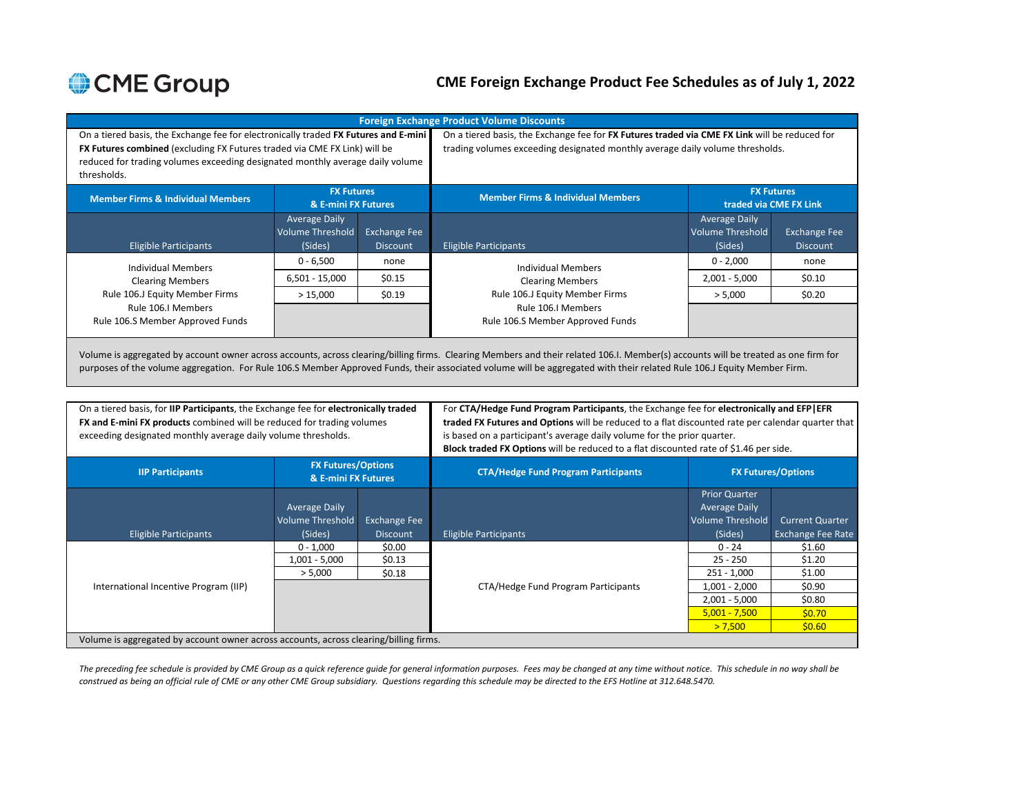# CME Foreign Exchange Product Fee Schedules as of July 1, 2022

## Foreign Exchange Product Volume Discounts

On a tiered basis, the Exchange fee for electronically traded **FX Futures and E-mini FX Futures combined** (excluding FX Futures traded via CME FX Link) will be reduced for trading volumes exceeding designated monthly average daily volume thresholds.

| Member Firms & Individual Members | FX Futures & E-mini FX Futures | |
|---|---|---|
| Eligible Participants | Average Daily Volume Threshold (Sides) | Exchange Fee Discount |
| Individual Members<br>Clearing Members<br>Rule 106.J Equity Member Firms<br>Rule 106.I Members<br>Rule 106.S Member Approved Funds | 0 - 6,500 | none |
| | 6,501 - 15,000 | $0.15 |
| | > 15,000 | $0.19 |

On a tiered basis, the Exchange fee for **FX Futures traded via CME FX Link** will be reduced for trading volumes exceeding designated monthly average daily volume thresholds.

| Member Firms & Individual Members | FX Futures traded via CME FX Link | |
|---|---|---|
| Eligible Participants | Average Daily Volume Threshold (Sides) | Exchange Fee Discount |
| Individual Members<br>Clearing Members<br>Rule 106.J Equity Member Firms<br>Rule 106.I Members<br>Rule 106.S Member Approved Funds | 0 - 2,000 | none |
| | 2,001 - 5,000 | $0.10 |
| | > 5,000 | $0.20 |

Volume is aggregated by account owner across accounts, across clearing/billing firms. Clearing Members and their related 106.I. Member(s) accounts will be treated as one firm for purposes of the volume aggregation. For Rule 106.S Member Approved Funds, their associated volume will be aggregated with their related Rule 106.J Equity Member Firm.

On a tiered basis, for **IIP Participants**, the Exchange fee for **electronically traded FX and E-mini FX products** combined will be reduced for trading volumes exceeding designated monthly average daily volume thresholds.

| IIP Participants | FX Futures/Options & E-mini FX Futures | |
|---|---|---|
| Eligible Participants | Average Daily Volume Threshold (Sides) | Exchange Fee Discount |
| International Incentive Program (IIP) | 0 - 1,000 | $0.00 |
| | 1,001 - 5,000 | $0.13 |
| | > 5,000 | $0.18 |

For **CTA/Hedge Fund Program Participants**, the Exchange fee for **electronically and EFP|EFR traded FX Futures and Options** will be reduced to a flat discounted rate per calendar quarter that is based on a participant's average daily volume for the prior quarter.
**Block traded FX Options** will be reduced to a flat discounted rate of $1.46 per side.

| CTA/Hedge Fund Program Participants | FX Futures/Options | |
|---|---|---|
| Eligible Participants | Prior Quarter Average Daily Volume Threshold (Sides) | Current Quarter Exchange Fee Rate |
| CTA/Hedge Fund Program Participants | 0 - 24 | $1.60 |
| | 25 - 250 | $1.20 |
| | 251 - 1,000 | $1.00 |
| | 1,001 - 2,000 | $0.90 |
| | 2,001 - 5,000 | $0.80 |
| | 5,001 - 7,500 | $0.70 |
| | > 7,500 | $0.60 |

Volume is aggregated by account owner across accounts, across clearing/billing firms.

*The preceding fee schedule is provided by CME Group as a quick reference guide for general information purposes. Fees may be changed at any time without notice. This schedule in no way shall be construed as being an official rule of CME or any other CME Group subsidiary. Questions regarding this schedule may be directed to the EFS Hotline at 312.648.5470.*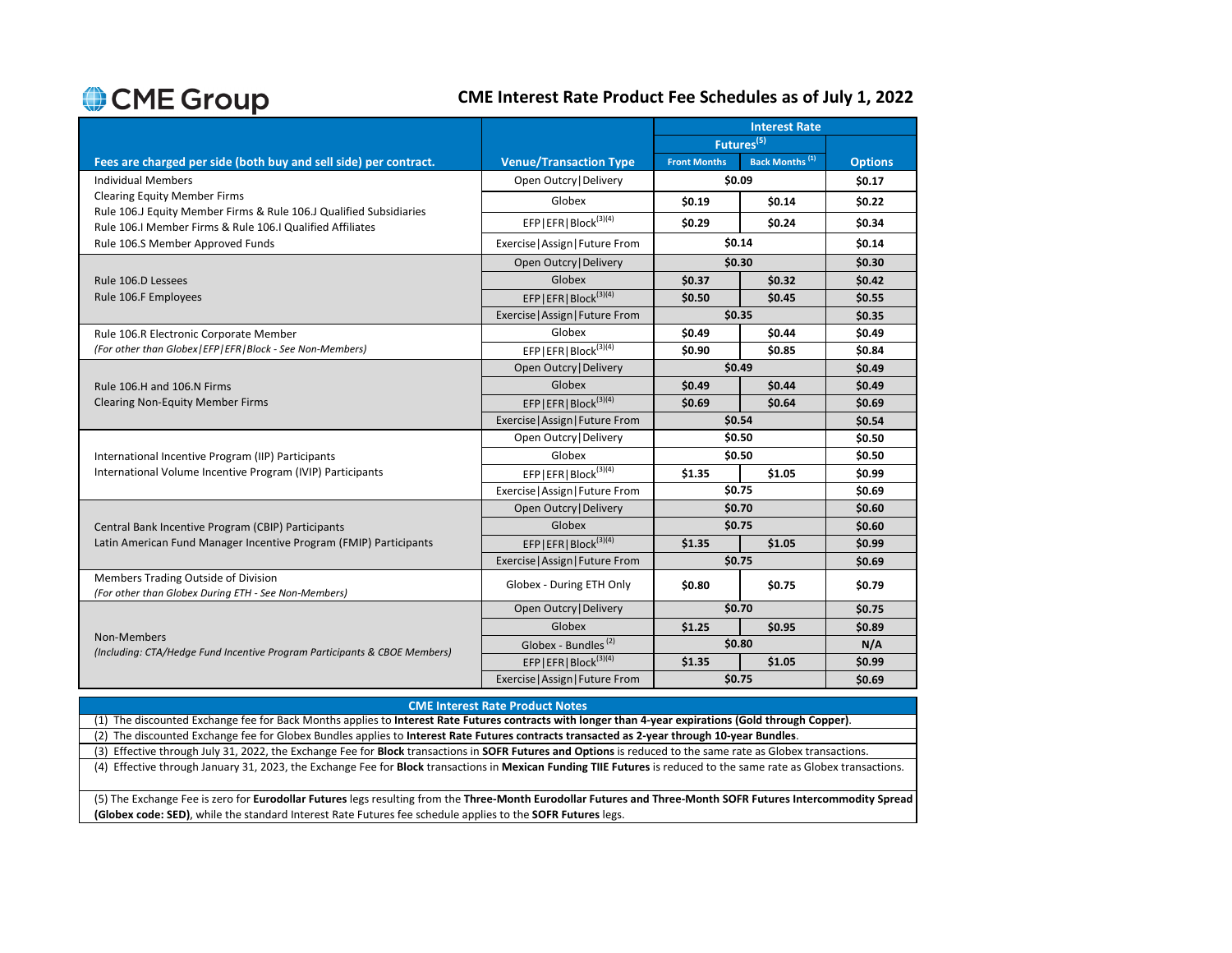# CME Group

## CME Interest Rate Product Fee Schedules as of July 1, 2022

| Fees are charged per side (both buy and sell side) per contract. | Venue/Transaction Type | Interest Rate Futures[5] Front Months | Interest Rate Futures[5] Back Months [1] | Options |
|---|---|---|---|---|
| Individual Members<br>Clearing Equity Member Firms<br>Rule 106.J Equity Member Firms & Rule 106.J Qualified Subsidiaries<br>Rule 106.I Member Firms & Rule 106.I Qualified Affiliates<br>Rule 106.S Member Approved Funds | Open Outcry\|Delivery | $0.09 | | $0.17 |
| | Globex | $0.19 | $0.14 | $0.22 |
| | EFP\|EFR\|Block[3][4] | $0.29 | $0.24 | $0.34 |
| | Exercise\|Assign\|Future From | $0.14 | | $0.14 |
| Rule 106.D Lessees<br>Rule 106.F Employees | Open Outcry\|Delivery | $0.30 | | $0.30 |
| | Globex | $0.37 | $0.32 | $0.42 |
| | EFP\|EFR\|Block[3][4] | $0.50 | $0.45 | $0.55 |
| | Exercise\|Assign\|Future From | $0.35 | | $0.35 |
| Rule 106.R Electronic Corporate Member<br>*(For other than Globex\|EFP\|EFR\|Block - See Non-Members)* | Globex | $0.49 | $0.44 | $0.49 |
| | EFP\|EFR\|Block[3][4] | $0.90 | $0.85 | $0.84 |
| Rule 106.H and 106.N Firms<br>Clearing Non-Equity Member Firms | Open Outcry\|Delivery | $0.49 | | $0.49 |
| | Globex | $0.49 | $0.44 | $0.49 |
| | EFP\|EFR\|Block[3][4] | $0.69 | $0.64 | $0.69 |
| | Exercise\|Assign\|Future From | $0.54 | | $0.54 |
| International Incentive Program (IIP) Participants<br>International Volume Incentive Program (IVIP) Participants | Open Outcry\|Delivery | $0.50 | | $0.50 |
| | Globex | $0.50 | | $0.50 |
| | EFP\|EFR\|Block[3][4] | $1.35 | $1.05 | $0.99 |
| | Exercise\|Assign\|Future From | $0.75 | | $0.69 |
| Central Bank Incentive Program (CBIP) Participants<br>Latin American Fund Manager Incentive Program (FMIP) Participants | Open Outcry\|Delivery | $0.70 | | $0.60 |
| | Globex | $0.75 | | $0.60 |
| | EFP\|EFR\|Block[3][4] | $1.35 | $1.05 | $0.99 |
| | Exercise\|Assign\|Future From | $0.75 | | $0.69 |
| Members Trading Outside of Division<br>*(For other than Globex During ETH - See Non-Members)* | Globex - During ETH Only | $0.80 | $0.75 | $0.79 |
| Non-Members<br>*(Including: CTA/Hedge Fund Incentive Program Participants & CBOE Members)* | Open Outcry\|Delivery | $0.70 | | $0.75 |
| | Globex | $1.25 | $0.95 | $0.89 |
| | Globex - Bundles [2] | $0.80 | | N/A |
| | EFP\|EFR\|Block[3][4] | $1.35 | $1.05 | $0.99 |
| | Exercise\|Assign\|Future From | $0.75 | | $0.69 |

### CME Interest Rate Product Notes

(1) The discounted Exchange fee for Back Months applies to **Interest Rate Futures contracts with longer than 4-year expirations (Gold through Copper)**.

(2) The discounted Exchange fee for Globex Bundles applies to **Interest Rate Futures contracts transacted as 2-year through 10-year Bundles**.

(3) Effective through July 31, 2022, the Exchange Fee for **Block** transactions in **SOFR Futures and Options** is reduced to the same rate as Globex transactions.

(4) Effective through January 31, 2023, the Exchange Fee for **Block** transactions in **Mexican Funding TIIE Futures** is reduced to the same rate as Globex transactions.

(5) The Exchange Fee is zero for **Eurodollar Futures** legs resulting from the **Three-Month Eurodollar Futures and Three-Month SOFR Futures Intercommodity Spread (Globex code: SED)**, while the standard Interest Rate Futures fee schedule applies to the **SOFR Futures** legs.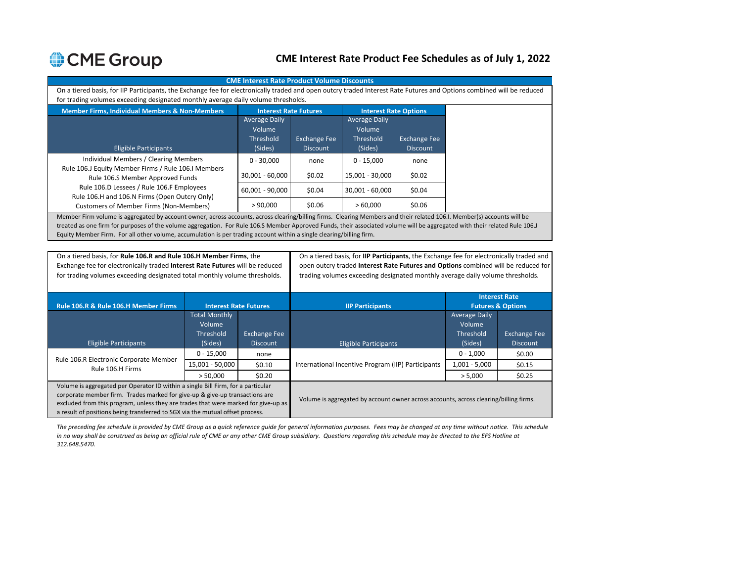# CME Interest Rate Product Fee Schedules as of July 1, 2022

## CME Interest Rate Product Volume Discounts

On a tiered basis, for IIP Participants, the Exchange fee for electronically traded and open outcry traded Interest Rate Futures and Options combined will be reduced for trading volumes exceeding designated monthly average daily volume thresholds.

| Member Firms, Individual Members & Non-Members | Interest Rate Futures | | Interest Rate Options | |
|---|---|---|---|---|
| Eligible Participants | Average Daily Volume Threshold (Sides) | Exchange Fee Discount | Average Daily Volume Threshold (Sides) | Exchange Fee Discount |
| Individual Members / Clearing Members<br>Rule 106.J Equity Member Firms / Rule 106.I Members<br>Rule 106.S Member Approved Funds<br>Rule 106.D Lessees / Rule 106.F Employees<br>Rule 106.H and 106.N Firms (Open Outcry Only)<br>Customers of Member Firms (Non-Members) | 0 - 30,000 | none | 0 - 15,000 | none |
| | 30,001 - 60,000 | $0.02 | 15,001 - 30,000 | $0.02 |
| | 60,001 - 90,000 | $0.04 | 30,001 - 60,000 | $0.04 |
| | > 90,000 | $0.06 | > 60,000 | $0.06 |

Member Firm volume is aggregated by account owner, across accounts, across clearing/billing firms. Clearing Members and their related 106.I. Member(s) accounts will be treated as one firm for purposes of the volume aggregation. For Rule 106.S Member Approved Funds, their associated volume will be aggregated with their related Rule 106.J Equity Member Firm. For all other volume, accumulation is per trading account within a single clearing/billing firm.

On a tiered basis, for **Rule 106.R and Rule 106.H Member Firms**, the Exchange fee for electronically traded **Interest Rate Futures** will be reduced for trading volumes exceeding designated total monthly volume thresholds.

| Rule 106.R & Rule 106.H Member Firms | Interest Rate Futures | |
|---|---|---|
| Eligible Participants | Total Monthly Volume Threshold (Sides) | Exchange Fee Discount |
| Rule 106.R Electronic Corporate Member<br>Rule 106.H Firms | 0 - 15,000 | none |
| | 15,001 - 50,000 | $0.10 |
| | > 50,000 | $0.20 |

Volume is aggregated per Operator ID within a single Bill Firm, for a particular corporate member firm. Trades marked for give-up & give-up transactions are excluded from this program, unless they are trades that were marked for give-up as a result of positions being transferred to SGX via the mutual offset process.

On a tiered basis, for **IIP Participants**, the Exchange fee for electronically traded and open outcry traded **Interest Rate Futures and Options** combined will be reduced for trading volumes exceeding designated monthly average daily volume thresholds.

| IIP Participants | Interest Rate Futures & Options | |
|---|---|---|
| Eligible Participants | Average Daily Volume Threshold (Sides) | Exchange Fee Discount |
| International Incentive Program (IIP) Participants | 0 - 1,000 | $0.00 |
| | 1,001 - 5,000 | $0.15 |
| | > 5,000 | $0.25 |

Volume is aggregated by account owner across accounts, across clearing/billing firms.

*The preceding fee schedule is provided by CME Group as a quick reference guide for general information purposes. Fees may be changed at any time without notice. This schedule in no way shall be construed as being an official rule of CME or any other CME Group subsidiary. Questions regarding this schedule may be directed to the EFS Hotline at 312.648.5470.*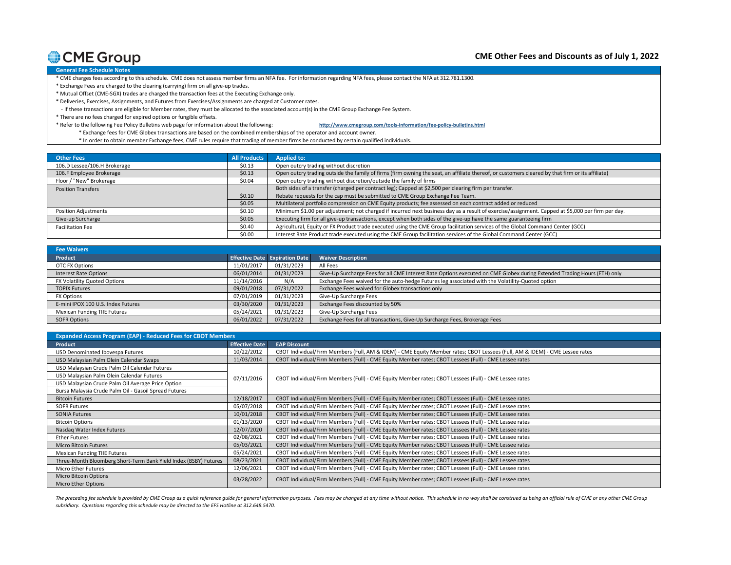CME Group

# CME Other Fees and Discounts as of July 1, 2022

## General Fee Schedule Notes

* CME charges fees according to this schedule. CME does not assess member firms an NFA fee. For information regarding NFA fees, please contact the NFA at 312.781.1300.
* Exchange Fees are charged to the clearing (carrying) firm on all give-up trades.
* Mutual Offset (CME-SGX) trades are charged the transaction fees at the Executing Exchange only.
* Deliveries, Exercises, Assignments, and Futures from Exercises/Assignments are charged at Customer rates.
  - If these transactions are eligible for Member rates, they must be allocated to the associated account(s) in the CME Group Exchange Fee System.
* There are no fees charged for expired options or fungible offsets.
* Refer to the following Fee Policy Bulletins web page for information about the following: http://www.cmegroup.com/tools-information/fee-policy-bulletins.html
  * Exchange fees for CME Globex transactions are based on the combined memberships of the operator and account owner.
  * In order to obtain member Exchange fees, CME rules require that trading of member firms be conducted by certain qualified individuals.

| Other Fees | All Products | Applied to: |
|---|---|---|
| 106.D Lessee/106.H Brokerage | $0.13 | Open outcry trading without discretion |
| 106.F Employee Brokerage | $0.13 | Open outcry trading outside the family of firms (firm owning the seat, an affiliate thereof, or customers cleared by that firm or its affiliate) |
| Floor / "New" Brokerage | $0.04 | Open outcry trading without discretion/outside the family of firms |
| Position Transfers | $0.10 | Both sides of a transfer (charged per contract leg); Capped at $2,500 per clearing firm per transfer. Rebate requests for the cap must be submitted to CME Group Exchange Fee Team. |
| | $0.05 | Multilateral portfolio compression on CME Equity products; fee assessed on each contract added or reduced |
| Position Adjustments | $0.10 | Minimum $1.00 per adjustment; not charged if incurred next business day as a result of exercise/assignment. Capped at $5,000 per firm per day. |
| Give-up Surcharge | $0.05 | Executing firm for all give-up transactions, except when both sides of the give-up have the same guaranteeing firm |
| Facilitation Fee | $0.40 | Agricultural, Equity or FX Product trade executed using the CME Group facilitation services of the Global Command Center (GCC) |
| | $0.00 | Interest Rate Product trade executed using the CME Group facilitation services of the Global Command Center (GCC) |

## Fee Waivers

| Product | Effective Date | Expiration Date | Waiver Description |
|---|---|---|---|
| OTC FX Options | 11/01/2017 | 01/31/2023 | All Fees |
| Interest Rate Options | 06/01/2014 | 01/31/2023 | Give-Up Surcharge Fees for all CME Interest Rate Options executed on CME Globex during Extended Trading Hours (ETH) only |
| FX Volatility Quoted Options | 11/14/2016 | N/A | Exchange Fees waived for the auto-hedge Futures leg associated with the Volatility-Quoted option |
| TOPIX Futures | 09/01/2018 | 07/31/2022 | Exchange Fees waived for Globex transactions only |
| FX Options | 07/01/2019 | 01/31/2023 | Give-Up Surcharge Fees |
| E-mini IPOX 100 U.S. Index Futures | 03/30/2020 | 01/31/2023 | Exchange Fees discounted by 50% |
| Mexican Funding TIIE Futures | 05/24/2021 | 01/31/2023 | Give-Up Surcharge Fees |
| SOFR Options | 06/01/2022 | 07/31/2022 | Exchange Fees for all transactions, Give-Up Surcharge Fees, Brokerage Fees |

## Expanded Access Program (EAP) - Reduced Fees for CBOT Members

| Product | Effective Date | EAP Discount |
|---|---|---|
| USD Denominated Ibovespa Futures | 10/22/2012 | CBOT Individual/Firm Members (Full, AM & IDEM) - CME Equity Member rates; CBOT Lessees (Full, AM & IDEM) - CME Lessee rates |
| USD Malaysian Palm Olein Calendar Swaps | 11/03/2014 | CBOT Individual/Firm Members (Full) - CME Equity Member rates; CBOT Lessees (Full) - CME Lessee rates |
| USD Malaysian Crude Palm Oil Calendar Futures | 07/11/2016 | CBOT Individual/Firm Members (Full) - CME Equity Member rates; CBOT Lessees (Full) - CME Lessee rates |
| USD Malaysian Palm Olein Calendar Futures | | |
| USD Malaysian Crude Palm Oil Average Price Option | | |
| Bursa Malaysia Crude Palm Oil - Gasoil Spread Futures | | |
| Bitcoin Futures | 12/18/2017 | CBOT Individual/Firm Members (Full) - CME Equity Member rates; CBOT Lessees (Full) - CME Lessee rates |
| SOFR Futures | 05/07/2018 | CBOT Individual/Firm Members (Full) - CME Equity Member rates; CBOT Lessees (Full) - CME Lessee rates |
| SONIA Futures | 10/01/2018 | CBOT Individual/Firm Members (Full) - CME Equity Member rates; CBOT Lessees (Full) - CME Lessee rates |
| Bitcoin Options | 01/13/2020 | CBOT Individual/Firm Members (Full) - CME Equity Member rates; CBOT Lessees (Full) - CME Lessee rates |
| Nasdaq Water Index Futures | 12/07/2020 | CBOT Individual/Firm Members (Full) - CME Equity Member rates; CBOT Lessees (Full) - CME Lessee rates |
| Ether Futures | 02/08/2021 | CBOT Individual/Firm Members (Full) - CME Equity Member rates; CBOT Lessees (Full) - CME Lessee rates |
| Micro Bitcoin Futures | 05/03/2021 | CBOT Individual/Firm Members (Full) - CME Equity Member rates; CBOT Lessees (Full) - CME Lessee rates |
| Mexican Funding TIIE Futures | 05/24/2021 | CBOT Individual/Firm Members (Full) - CME Equity Member rates; CBOT Lessees (Full) - CME Lessee rates |
| Three-Month Bloomberg Short-Term Bank Yield Index (BSBY) Futures | 08/23/2021 | CBOT Individual/Firm Members (Full) - CME Equity Member rates; CBOT Lessees (Full) - CME Lessee rates |
| Micro Ether Futures | 12/06/2021 | CBOT Individual/Firm Members (Full) - CME Equity Member rates; CBOT Lessees (Full) - CME Lessee rates |
| Micro Bitcoin Options | 03/28/2022 | CBOT Individual/Firm Members (Full) - CME Equity Member rates; CBOT Lessees (Full) - CME Lessee rates |
| Micro Ether Options | | |

*The preceding fee schedule is provided by CME Group as a quick reference guide for general information purposes. Fees may be changed at any time without notice. This schedule in no way shall be construed as being an official rule of CME or any other CME Group subsidiary. Questions regarding this schedule may be directed to the EFS Hotline at 312.648.5470.*